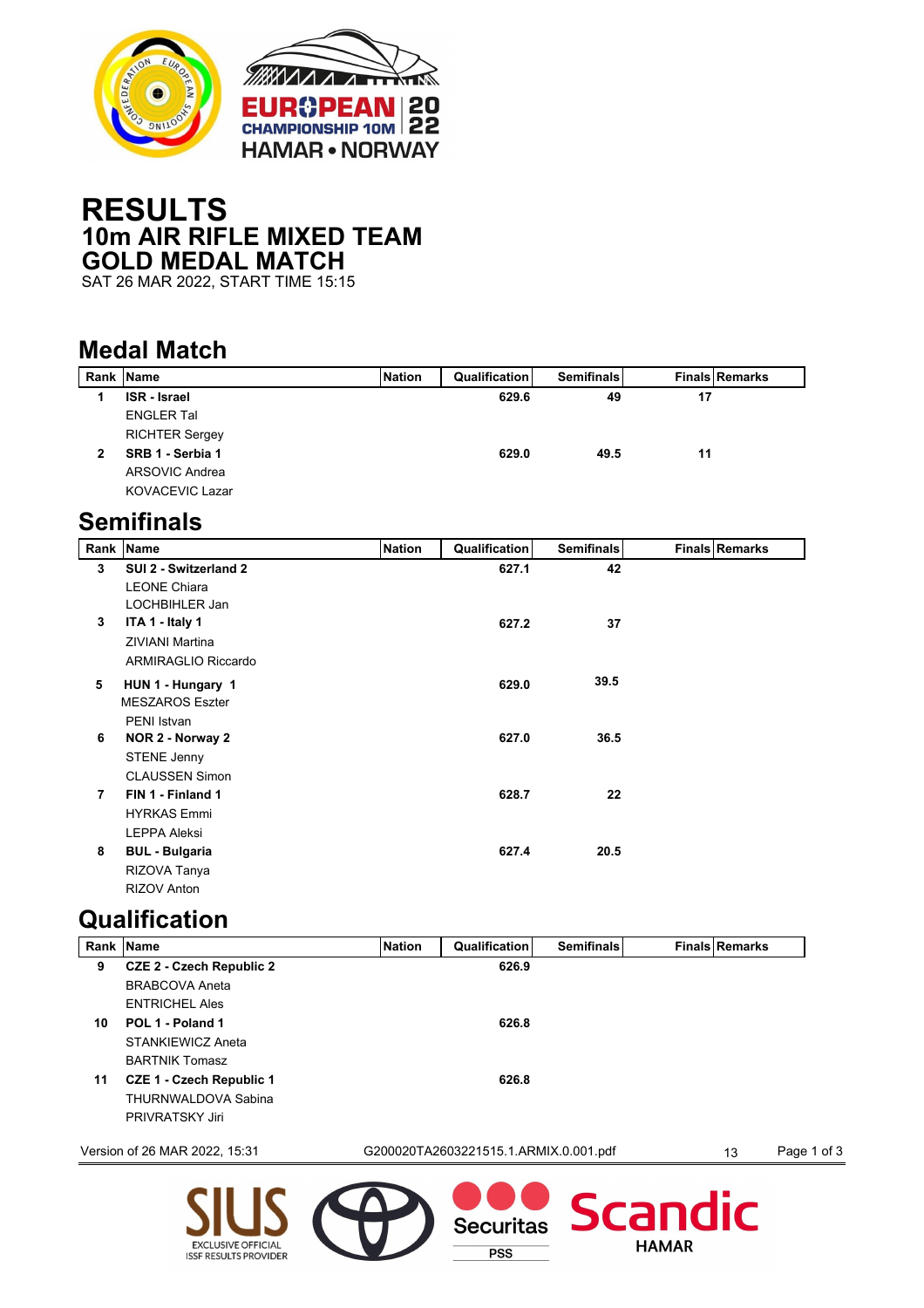# RESULTS

## 10m AIR RIFLE MIXED TEAM

## GOLD MEDAL MATCH

SAT 26 MAR 2022, START TIME 15:15

## Medal Match

| Rank | Name | Nation | Qualification | Semifinals | Finals | Remarks |
|---|---|---|---|---|---|---|
| 1 | **ISR - Israel** | | 629.6 | 49 | 17 | |
| | ENGLER Tal | | | | | |
| | RICHTER Sergey | | | | | |
| 2 | **SRB 1 - Serbia 1** | | 629.0 | 49.5 | 11 | |
| | ARSOVIC Andrea | | | | | |
| | KOVACEVIC Lazar | | | | | |

## Semifinals

| Rank | Name | Nation | Qualification | Semifinals | Finals | Remarks |
|---|---|---|---|---|---|---|
| 3 | **SUI 2 - Switzerland 2** | | 627.1 | 42 | | |
| | LEONE Chiara | | | | | |
| | LOCHBIHLER Jan | | | | | |
| 3 | **ITA 1 - Italy 1** | | 627.2 | 37 | | |
| | ZIVIANI Martina | | | | | |
| | ARMIRAGLIO Riccardo | | | | | |
| 5 | **HUN 1 - Hungary 1** | | 629.0 | 39.5 | | |
| | MESZAROS Eszter | | | | | |
| | PENI Istvan | | | | | |
| 6 | **NOR 2 - Norway 2** | | 627.0 | 36.5 | | |
| | STENE Jenny | | | | | |
| | CLAUSSEN Simon | | | | | |
| 7 | **FIN 1 - Finland 1** | | 628.7 | 22 | | |
| | HYRKAS Emmi | | | | | |
| | LEPPA Aleksi | | | | | |
| 8 | **BUL - Bulgaria** | | 627.4 | 20.5 | | |
| | RIZOVA Tanya | | | | | |
| | RIZOV Anton | | | | | |

## Qualification

| Rank | Name | Nation | Qualification | Semifinals | Finals | Remarks |
|---|---|---|---|---|---|---|
| 9 | **CZE 2 - Czech Republic 2** | | 626.9 | | | |
| | BRABCOVA Aneta | | | | | |
| | ENTRICHEL Ales | | | | | |
| 10 | **POL 1 - Poland 1** | | 626.8 | | | |
| | STANKIEWICZ Aneta | | | | | |
| | BARTNIK Tomasz | | | | | |
| 11 | **CZE 1 - Czech Republic 1** | | 626.8 | | | |
| | THURNWALDOVA Sabina | | | | | |
| | PRIVRATSKY Jiri | | | | | |

Version of 26 MAR 2022, 15:31 G200020TA2603221515.1.ARMIX.0.001.pdf 13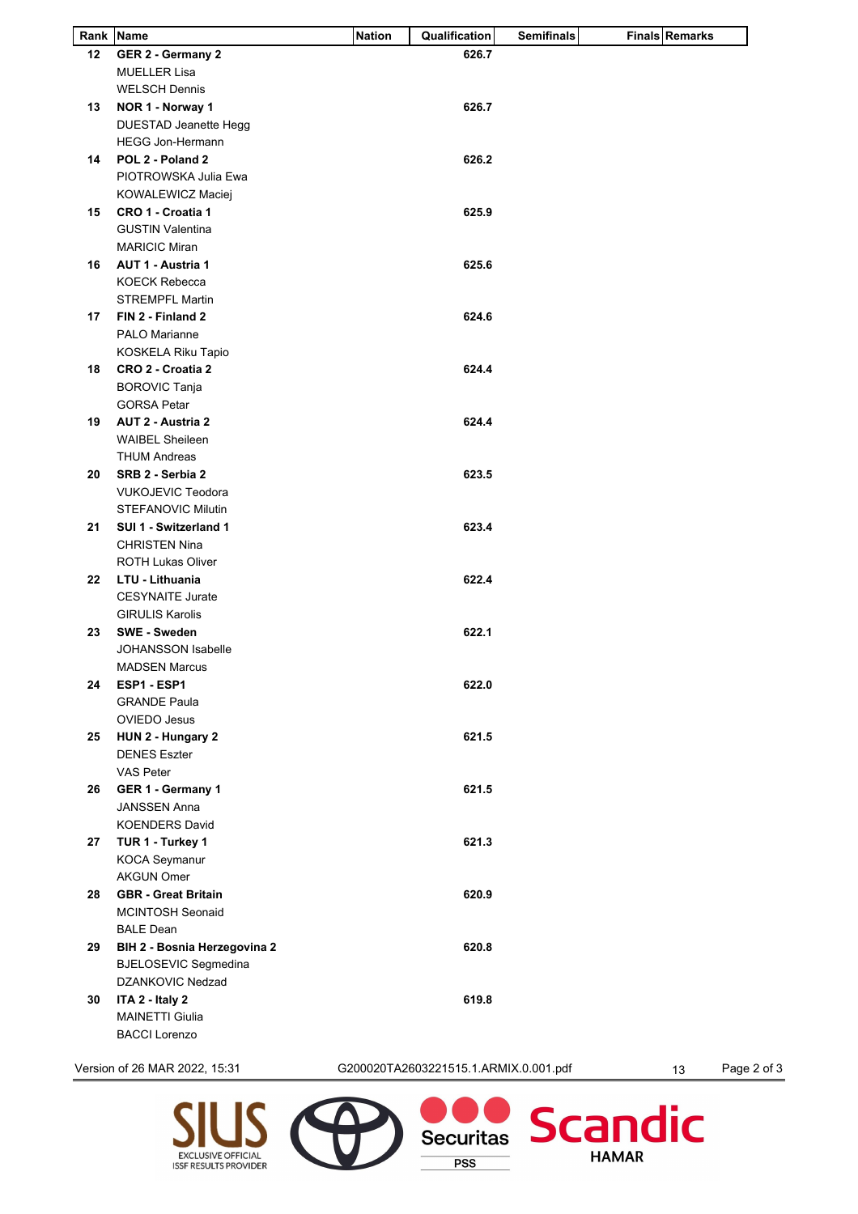| Rank | Name | Nation | Qualification | Semifinals | Finals | Remarks |
|---|---|---|---|---|---|---|
| 12 | **GER 2 - Germany 2** | | **626.7** | | | |
| | MUELLER Lisa | | | | | |
| | WELSCH Dennis | | | | | |
| 13 | **NOR 1 - Norway 1** | | **626.7** | | | |
| | DUESTAD Jeanette Hegg | | | | | |
| | HEGG Jon-Hermann | | | | | |
| 14 | **POL 2 - Poland 2** | | **626.2** | | | |
| | PIOTROWSKA Julia Ewa | | | | | |
| | KOWALEWICZ Maciej | | | | | |
| 15 | **CRO 1 - Croatia 1** | | **625.9** | | | |
| | GUSTIN Valentina | | | | | |
| | MARICIC Miran | | | | | |
| 16 | **AUT 1 - Austria 1** | | **625.6** | | | |
| | KOECK Rebecca | | | | | |
| | STREMPFL Martin | | | | | |
| 17 | **FIN 2 - Finland 2** | | **624.6** | | | |
| | PALO Marianne | | | | | |
| | KOSKELA Riku Tapio | | | | | |
| 18 | **CRO 2 - Croatia 2** | | **624.4** | | | |
| | BOROVIC Tanja | | | | | |
| | GORSA Petar | | | | | |
| 19 | **AUT 2 - Austria 2** | | **624.4** | | | |
| | WAIBEL Sheileen | | | | | |
| | THUM Andreas | | | | | |
| 20 | **SRB 2 - Serbia 2** | | **623.5** | | | |
| | VUKOJEVIC Teodora | | | | | |
| | STEFANOVIC Milutin | | | | | |
| 21 | **SUI 1 - Switzerland 1** | | **623.4** | | | |
| | CHRISTEN Nina | | | | | |
| | ROTH Lukas Oliver | | | | | |
| 22 | **LTU - Lithuania** | | **622.4** | | | |
| | CESYNAITE Jurate | | | | | |
| | GIRULIS Karolis | | | | | |
| 23 | **SWE - Sweden** | | **622.1** | | | |
| | JOHANSSON Isabelle | | | | | |
| | MADSEN Marcus | | | | | |
| 24 | **ESP1 - ESP1** | | **622.0** | | | |
| | GRANDE Paula | | | | | |
| | OVIEDO Jesus | | | | | |
| 25 | **HUN 2 - Hungary 2** | | **621.5** | | | |
| | DENES Eszter | | | | | |
| | VAS Peter | | | | | |
| 26 | **GER 1 - Germany 1** | | **621.5** | | | |
| | JANSSEN Anna | | | | | |
| | KOENDERS David | | | | | |
| 27 | **TUR 1 - Turkey 1** | | **621.3** | | | |
| | KOCA Seymanur | | | | | |
| | AKGUN Omer | | | | | |
| 28 | **GBR - Great Britain** | | **620.9** | | | |
| | MCINTOSH Seonaid | | | | | |
| | BALE Dean | | | | | |
| 29 | **BIH 2 - Bosnia Herzegovina 2** | | **620.8** | | | |
| | BJELOSEVIC Segmedina | | | | | |
| | DZANKOVIC Nedzad | | | | | |
| 30 | **ITA 2 - Italy 2** | | **619.8** | | | |
| | MAINETTI Giulia | | | | | |
| | BACCI Lorenzo | | | | | |

Version of 26 MAR 2022, 15:31 G200020TA2603221515.1.ARMIX.0.001.pdf 13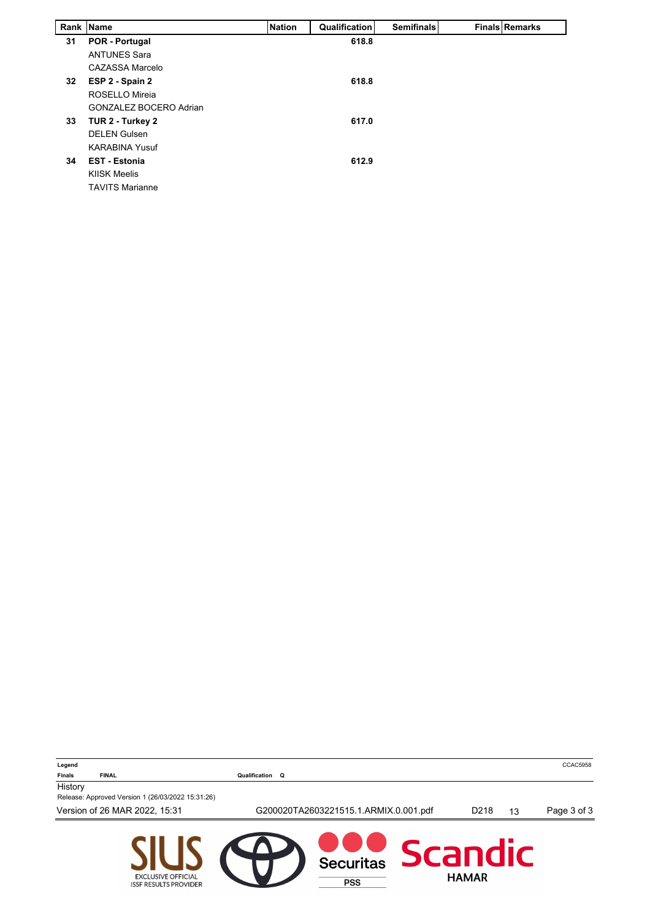| Rank | Name | Nation | Qualification | Semifinals | Finals | Remarks |
|---|---|---|---|---|---|---|
| 31 | **POR - Portugal** | | 618.8 | | | |
| | ANTUNES Sara | | | | | |
| | CAZASSA Marcelo | | | | | |
| 32 | **ESP 2 - Spain 2** | | 618.8 | | | |
| | ROSELLO Mireia | | | | | |
| | GONZALEZ BOCERO Adrian | | | | | |
| 33 | **TUR 2 - Turkey 2** | | 617.0 | | | |
| | DELEN Gulsen | | | | | |
| | KARABINA Yusuf | | | | | |
| 34 | **EST - Estonia** | | 612.9 | | | |
| | KIISK Meelis | | | | | |
| | TAVITS Marianne | | | | | |

**Legend**

| | | |
|---|---|---|
| Finals | FINAL | Qualification Q |

History

Release: Approved Version 1 (26/03/2022 15:31:26)

Version of 26 MAR 2022, 15:31 G200020TA2603221515.1.ARMIX.0.001.pdf D218 13